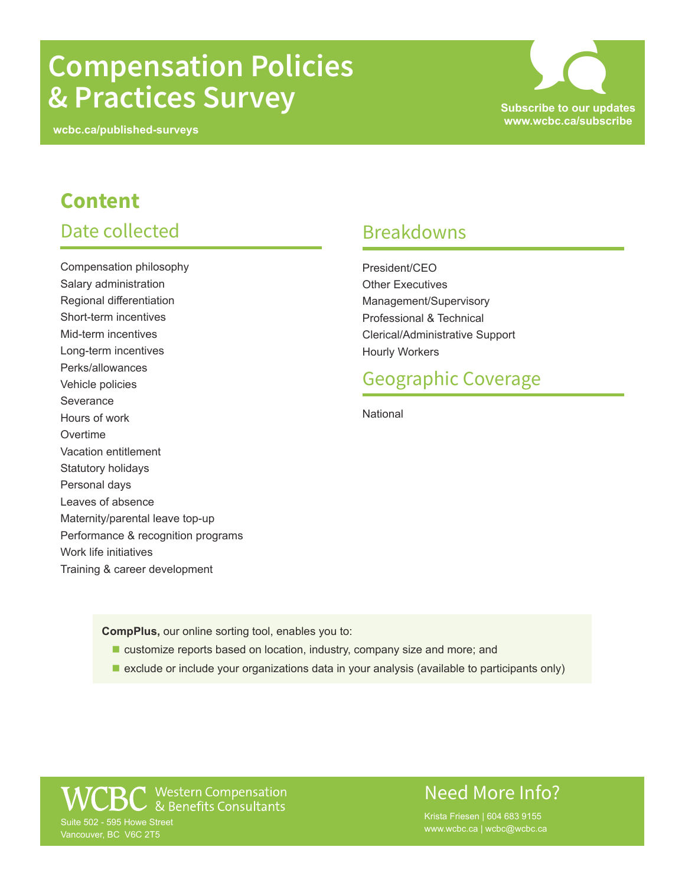# Compensation Policies & Practices Survey

wcbc.ca/published-surveys

**Subscribe to our updates**
**www.wcbc.ca/subscribe**

## Content

### Date collected

- Compensation philosophy
- Salary administration
- Regional differentiation
- Short-term incentives
- Mid-term incentives
- Long-term incentives
- Perks/allowances
- Vehicle policies
- Severance
- Hours of work
- Overtime
- Vacation entitlement
- Statutory holidays
- Personal days
- Leaves of absence
- Maternity/parental leave top-up
- Performance & recognition programs
- Work life initiatives
- Training & career development

### Breakdowns

- President/CEO
- Other Executives
- Management/Supervisory
- Professional & Technical
- Clerical/Administrative Support
- Hourly Workers

### Geographic Coverage

National

**CompPlus,** our online sorting tool, enables you to:

- customize reports based on location, industry, company size and more; and
- exclude or include your organizations data in your analysis (available to participants only)

WCBC Western Compensation & Benefits Consultants
Suite 502 - 595 Howe Street
Vancouver, BC V6C 2T5

## Need More Info?

Krista Friesen | 604 683 9155
www.wcbc.ca | wcbc@wcbc.ca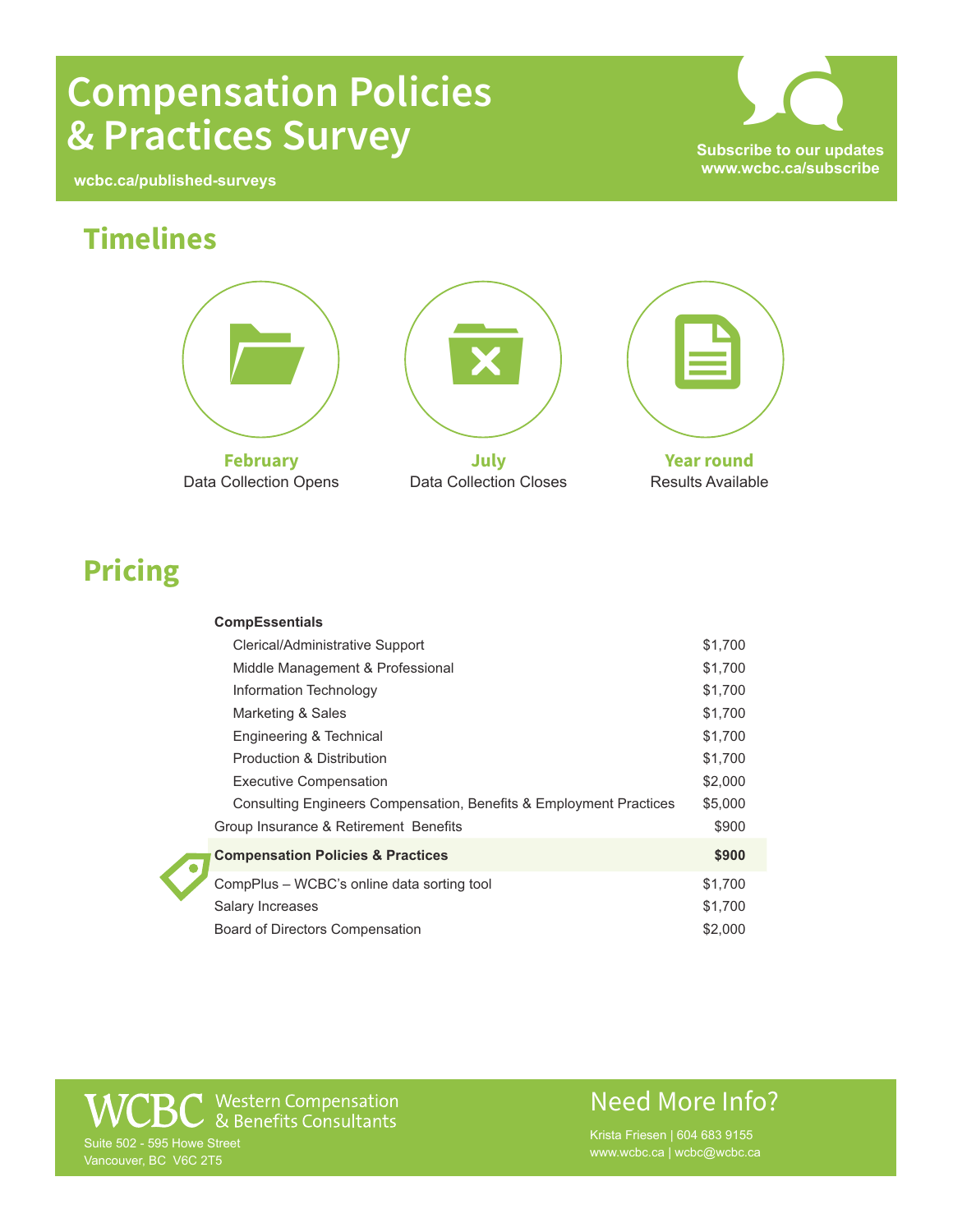# Compensation Policies & Practices Survey

wcbc.ca/published-surveys

Subscribe to our updates
www.wcbc.ca/subscribe

## Timelines

**February**
Data Collection Opens

**July**
Data Collection Closes

**Year round**
Results Available

## Pricing

| | |
|---|---|
| **CompEssentials** | |
| Clerical/Administrative Support | $1,700 |
| Middle Management & Professional | $1,700 |
| Information Technology | $1,700 |
| Marketing & Sales | $1,700 |
| Engineering & Technical | $1,700 |
| Production & Distribution | $1,700 |
| Executive Compensation | $2,000 |
| Consulting Engineers Compensation, Benefits & Employment Practices | $5,000 |
| Group Insurance & Retirement Benefits | $900 |
| **Compensation Policies & Practices** | **$900** |
| CompPlus – WCBC's online data sorting tool | $1,700 |
| Salary Increases | $1,700 |
| Board of Directors Compensation | $2,000 |

WCBC Western Compensation & Benefits Consultants
Suite 502 - 595 Howe Street
Vancouver, BC V6C 2T5

## Need More Info?

Krista Friesen | 604 683 9155
www.wcbc.ca | wcbc@wcbc.ca